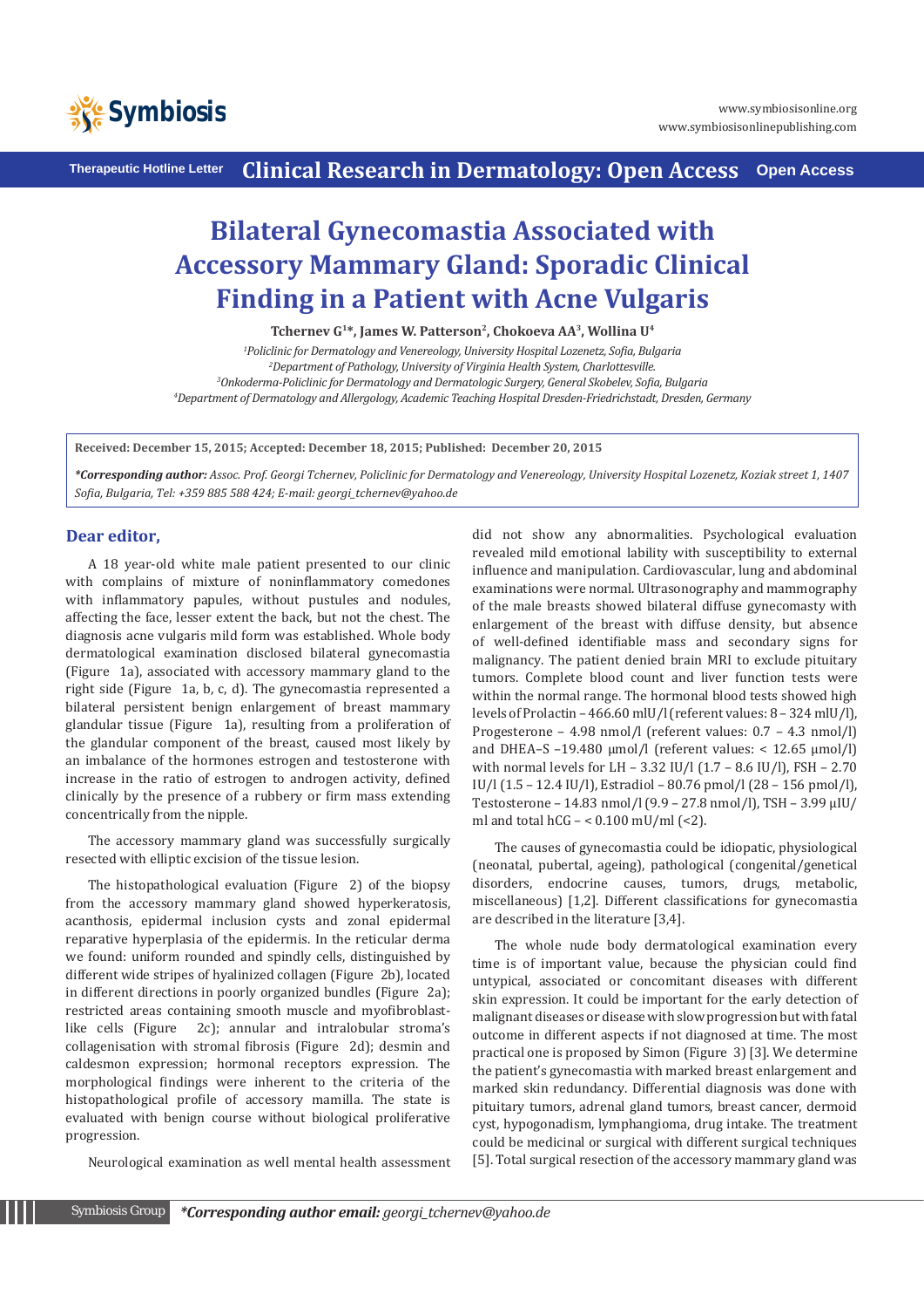# Bilateral Gynecomastia Associated with Accessory Mammary Gland: Sporadic Clinical Finding in a Patient with Acne Vulgaris

**Tchernev G[1]*, James W. Patterson[2], Chokoeva AA[3], Wollina U[4]**

[1]*Policlinic for Dermatology and Venereology, University Hospital Lozenetz, Sofia, Bulgaria*
[2]*Department of Pathology, University of Virginia Health System, Charlottesville.*
[3]*Onkoderma-Policlinic for Dermatology and Dermatologic Surgery, General Skobelev, Sofia, Bulgaria*
[4]*Department of Dermatology and Allergology, Academic Teaching Hospital Dresden-Friedrichstadt, Dresden, Germany*

**Received: December 15, 2015; Accepted: December 18, 2015; Published: December 20, 2015**

***\*Corresponding author:*** *Assoc. Prof. Georgi Tchernev, Policlinic for Dermatology and Venereology, University Hospital Lozenetz, Koziak street 1, 1407 Sofia, Bulgaria, Tel: +359 885 588 424; E-mail: georgi_tchernev@yahoo.de*

## Dear editor,

A 18 year-old white male patient presented to our clinic with complains of mixture of noninflammatory comedones with inflammatory papules, without pustules and nodules, affecting the face, lesser extent the back, but not the chest. The diagnosis acne vulgaris mild form was established. Whole body dermatological examination disclosed bilateral gynecomastia (Figure 1a), associated with accessory mammary gland to the right side (Figure 1a, b, c, d). The gynecomastia represented a bilateral persistent benign enlargement of breast mammary glandular tissue (Figure 1a), resulting from a proliferation of the glandular component of the breast, caused most likely by an imbalance of the hormones estrogen and testosterone with increase in the ratio of estrogen to androgen activity, defined clinically by the presence of a rubbery or firm mass extending concentrically from the nipple.

The accessory mammary gland was successfully surgically resected with elliptic excision of the tissue lesion.

The histopathological evaluation (Figure 2) of the biopsy from the accessory mammary gland showed hyperkeratosis, acanthosis, epidermal inclusion cysts and zonal epidermal reparative hyperplasia of the epidermis. In the reticular derma we found: uniform rounded and spindly cells, distinguished by different wide stripes of hyalinized collagen (Figure 2b), located in different directions in poorly organized bundles (Figure 2a); restricted areas containing smooth muscle and myofibroblast-like cells (Figure 2c); annular and intralobular stroma's collagenisation with stromal fibrosis (Figure 2d); desmin and caldesmon expression; hormonal receptors expression. The morphological findings were inherent to the criteria of the histopathological profile of accessory mamilla. The state is evaluated with benign course without biological proliferative progression.

Neurological examination as well mental health assessment did not show any abnormalities. Psychological evaluation revealed mild emotional lability with susceptibility to external influence and manipulation. Cardiovascular, lung and abdominal examinations were normal. Ultrasonography and mammography of the male breasts showed bilateral diffuse gynecomasty with enlargement of the breast with diffuse density, but absence of well-defined identifiable mass and secondary signs for malignancy. The patient denied brain MRI to exclude pituitary tumors. Complete blood count and liver function tests were within the normal range. The hormonal blood tests showed high levels of Prolactin – 466.60 mlU/l (referent values: 8 – 324 mlU/l), Progesterone – 4.98 nmol/l (referent values: 0.7 – 4.3 nmol/l) and DHEA–S –19.480 µmol/l (referent values: < 12.65 µmol/l) with normal levels for LH – 3.32 IU/l (1.7 – 8.6 IU/l), FSH – 2.70 IU/l (1.5 – 12.4 IU/l), Estradiol – 80.76 pmol/l (28 – 156 pmol/l), Testosterone – 14.83 nmol/l (9.9 – 27.8 nmol/l), TSH – 3.99 µIU/ml and total hCG – < 0.100 mU/ml (<2).

The causes of gynecomastia could be idiopatic, physiological (neonatal, pubertal, ageing), pathological (congenital/genetical disorders, endocrine causes, tumors, drugs, metabolic, miscellaneous) [1,2]. Different classifications for gynecomastia are described in the literature [3,4].

The whole nude body dermatological examination every time is of important value, because the physician could find untypical, associated or concomitant diseases with different skin expression. It could be important for the early detection of malignant diseases or disease with slow progression but with fatal outcome in different aspects if not diagnosed at time. The most practical one is proposed by Simon (Figure 3) [3]. We determine the patient's gynecomastia with marked breast enlargement and marked skin redundancy. Differential diagnosis was done with pituitary tumors, adrenal gland tumors, breast cancer, dermoid cyst, hypogonadism, lymphangioma, drug intake. The treatment could be medicinal or surgical with different surgical techniques [5]. Total surgical resection of the accessory mammary gland was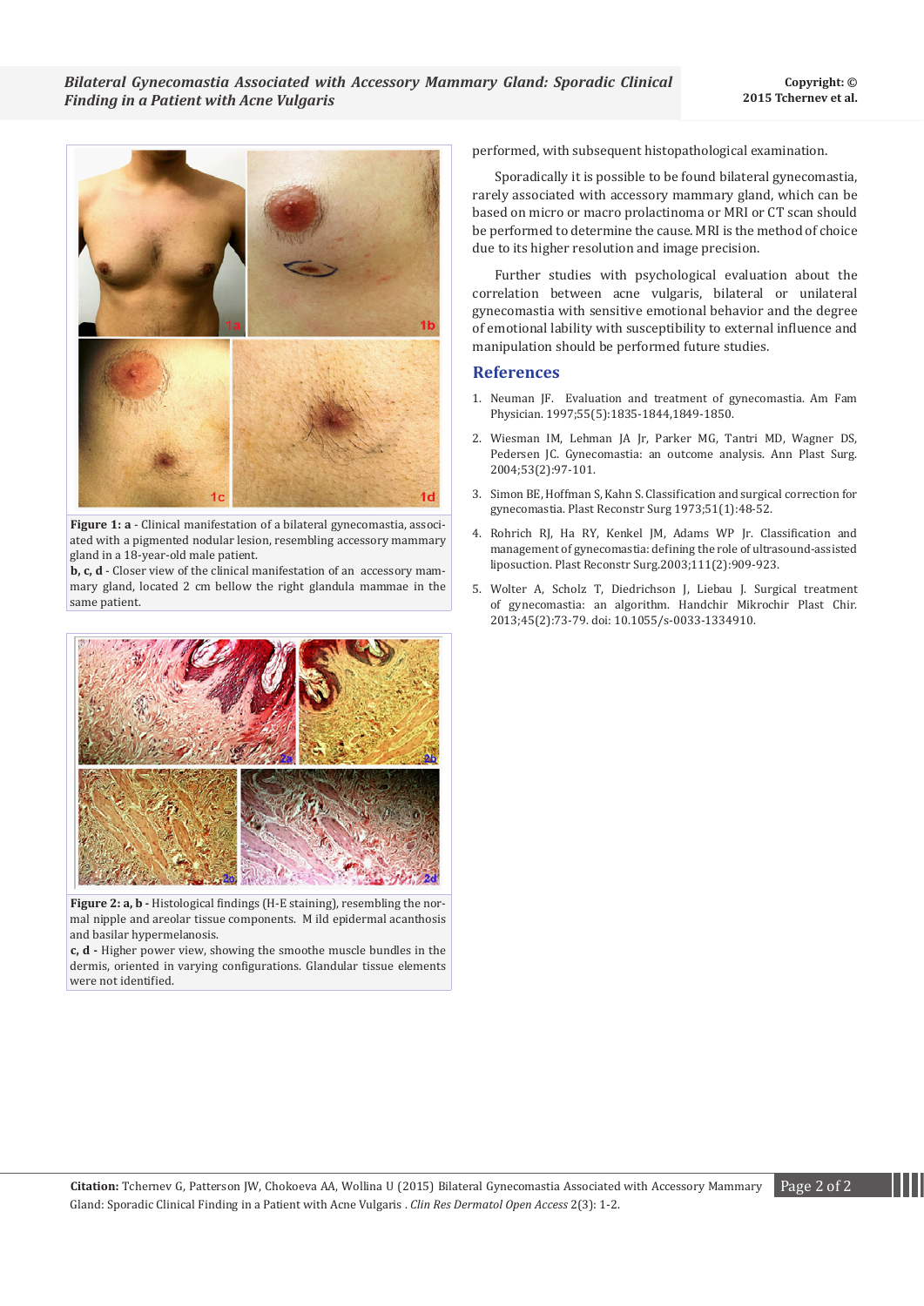performed, with subsequent histopathological examination.

Sporadically it is possible to be found bilateral gynecomastia, rarely associated with accessory mammary gland, which can be based on micro or macro prolactinoma or MRI or CT scan should be performed to determine the cause. MRI is the method of choice due to its higher resolution and image precision.

Further studies with psychological evaluation about the correlation between acne vulgaris, bilateral or unilateral gynecomastia with sensitive emotional behavior and the degree of emotional lability with susceptibility to external influence and manipulation should be performed future studies.

**Figure 1: a** - Clinical manifestation of a bilateral gynecomastia, associated with a pigmented nodular lesion, resembling accessory mammary gland in a 18-year-old male patient.
**b, c, d** - Closer view of the clinical manifestation of an accessory mammary gland, located 2 cm bellow the right glandula mammae in the same patient.

**Figure 2: a, b** - Histological findings (H-E staining), resembling the normal nipple and areolar tissue components. M ild epidermal acanthosis and basilar hypermelanosis.
**c, d** - Higher power view, showing the smoothe muscle bundles in the dermis, oriented in varying configurations. Glandular tissue elements were not identified.

## References

1. Neuman JF. Evaluation and treatment of gynecomastia. Am Fam Physician. 1997;55(5):1835-1844,1849-1850.
2. Wiesman IM, Lehman JA Jr, Parker MG, Tantri MD, Wagner DS, Pedersen JC. Gynecomastia: an outcome analysis. Ann Plast Surg. 2004;53(2):97-101.
3. Simon BE, Hoffman S, Kahn S. Classification and surgical correction for gynecomastia. Plast Reconstr Surg 1973;51(1):48-52.
4. Rohrich RJ, Ha RY, Kenkel JM, Adams WP Jr. Classification and management of gynecomastia: defining the role of ultrasound-assisted liposuction. Plast Reconstr Surg.2003;111(2):909-923.
5. Wolter A, Scholz T, Diedrichson J, Liebau J. Surgical treatment of gynecomastia: an algorithm. Handchir Mikrochir Plast Chir. 2013;45(2):73-79. doi: 10.1055/s-0033-1334910.

**Citation:** Tchernev G, Patterson JW, Chokoeva AA, Wollina U (2015) Bilateral Gynecomastia Associated with Accessory Mammary Gland: Sporadic Clinical Finding in a Patient with Acne Vulgaris . *Clin Res Dermatol Open Access* 2(3): 1-2.